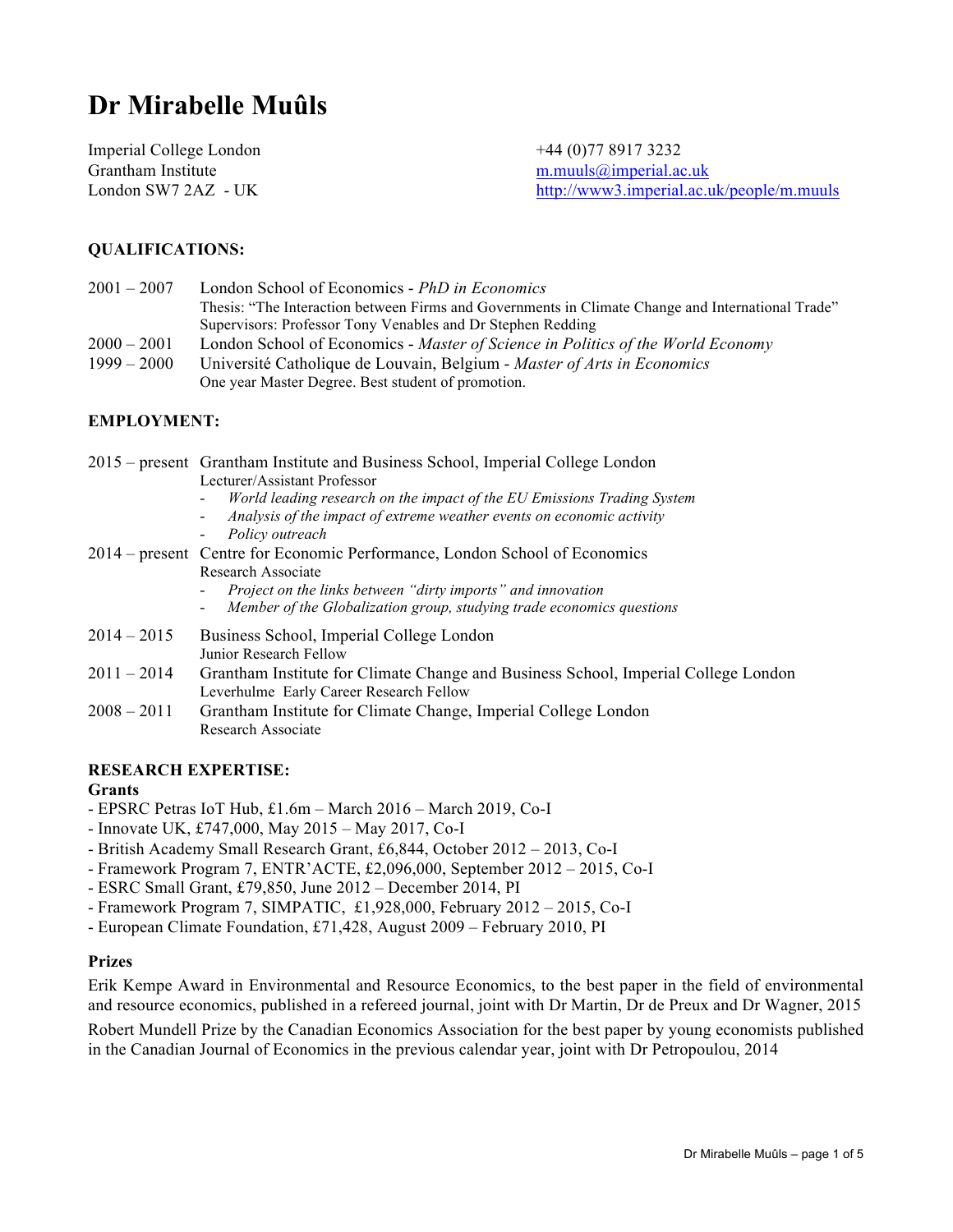# Dr Mirabelle Muûls

Imperial College London
Grantham Institute
London SW7 2AZ - UK

+44 (0)77 8917 3232
m.muuls@imperial.ac.uk
http://www3.imperial.ac.uk/people/m.muuls

## QUALIFICATIONS:

2001 – 2007 London School of Economics - *PhD in Economics*
Thesis: "The Interaction between Firms and Governments in Climate Change and International Trade"
Supervisors: Professor Tony Venables and Dr Stephen Redding

2000 – 2001 London School of Economics - *Master of Science in Politics of the World Economy*

1999 – 2000 Université Catholique de Louvain, Belgium - *Master of Arts in Economics*
One year Master Degree. Best student of promotion.

## EMPLOYMENT:

2015 – present Grantham Institute and Business School, Imperial College London
Lecturer/Assistant Professor
- *World leading research on the impact of the EU Emissions Trading System*
- *Analysis of the impact of extreme weather events on economic activity*
- *Policy outreach*

2014 – present Centre for Economic Performance, London School of Economics
Research Associate
- *Project on the links between "dirty imports" and innovation*
- *Member of the Globalization group, studying trade economics questions*

2014 – 2015 Business School, Imperial College London
Junior Research Fellow

2011 – 2014 Grantham Institute for Climate Change and Business School, Imperial College London
Leverhulme Early Career Research Fellow

2008 – 2011 Grantham Institute for Climate Change, Imperial College London
Research Associate

## RESEARCH EXPERTISE:

### Grants

- EPSRC Petras IoT Hub, £1.6m – March 2016 – March 2019, Co-I
- Innovate UK, £747,000, May 2015 – May 2017, Co-I
- British Academy Small Research Grant, £6,844, October 2012 – 2013, Co-I
- Framework Program 7, ENTR'ACTE, £2,096,000, September 2012 – 2015, Co-I
- ESRC Small Grant, £79,850, June 2012 – December 2014, PI
- Framework Program 7, SIMPATIC, £1,928,000, February 2012 – 2015, Co-I
- European Climate Foundation, £71,428, August 2009 – February 2010, PI

### Prizes

Erik Kempe Award in Environmental and Resource Economics, to the best paper in the field of environmental and resource economics, published in a refereed journal, joint with Dr Martin, Dr de Preux and Dr Wagner, 2015

Robert Mundell Prize by the Canadian Economics Association for the best paper by young economists published in the Canadian Journal of Economics in the previous calendar year, joint with Dr Petropoulou, 2014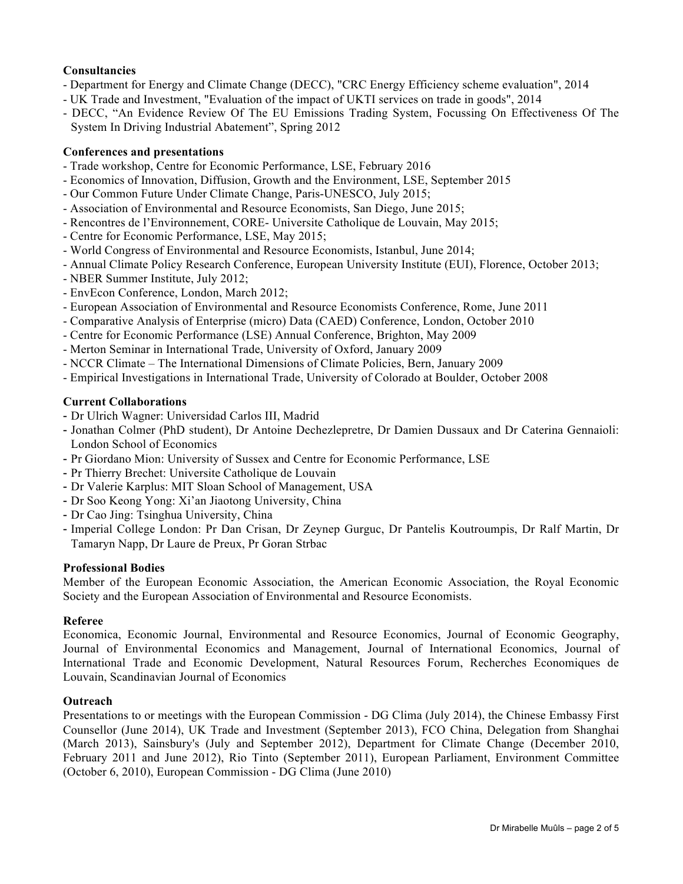**Consultancies**

- Department for Energy and Climate Change (DECC), "CRC Energy Efficiency scheme evaluation", 2014
- UK Trade and Investment, "Evaluation of the impact of UKTI services on trade in goods", 2014
- DECC, "An Evidence Review Of The EU Emissions Trading System, Focussing On Effectiveness Of The System In Driving Industrial Abatement", Spring 2012

**Conferences and presentations**

- Trade workshop, Centre for Economic Performance, LSE, February 2016
- Economics of Innovation, Diffusion, Growth and the Environment, LSE, September 2015
- Our Common Future Under Climate Change, Paris-UNESCO, July 2015;
- Association of Environmental and Resource Economists, San Diego, June 2015;
- Rencontres de l'Environnement, CORE- Universite Catholique de Louvain, May 2015;
- Centre for Economic Performance, LSE, May 2015;
- World Congress of Environmental and Resource Economists, Istanbul, June 2014;
- Annual Climate Policy Research Conference, European University Institute (EUI), Florence, October 2013;
- NBER Summer Institute, July 2012;
- EnvEcon Conference, London, March 2012;
- European Association of Environmental and Resource Economists Conference, Rome, June 2011
- Comparative Analysis of Enterprise (micro) Data (CAED) Conference, London, October 2010
- Centre for Economic Performance (LSE) Annual Conference, Brighton, May 2009
- Merton Seminar in International Trade, University of Oxford, January 2009
- NCCR Climate – The International Dimensions of Climate Policies, Bern, January 2009
- Empirical Investigations in International Trade, University of Colorado at Boulder, October 2008

**Current Collaborations**

- Dr Ulrich Wagner: Universidad Carlos III, Madrid
- Jonathan Colmer (PhD student), Dr Antoine Dechezlepretre, Dr Damien Dussaux and Dr Caterina Gennaioli: London School of Economics
- Pr Giordano Mion: University of Sussex and Centre for Economic Performance, LSE
- Pr Thierry Brechet: Universite Catholique de Louvain
- Dr Valerie Karplus: MIT Sloan School of Management, USA
- Dr Soo Keong Yong: Xi'an Jiaotong University, China
- Dr Cao Jing: Tsinghua University, China
- Imperial College London: Pr Dan Crisan, Dr Zeynep Gurguc, Dr Pantelis Koutroumpis, Dr Ralf Martin, Dr Tamaryn Napp, Dr Laure de Preux, Pr Goran Strbac

**Professional Bodies**

Member of the European Economic Association, the American Economic Association, the Royal Economic Society and the European Association of Environmental and Resource Economists.

**Referee**

Economica, Economic Journal, Environmental and Resource Economics, Journal of Economic Geography, Journal of Environmental Economics and Management, Journal of International Economics, Journal of International Trade and Economic Development, Natural Resources Forum, Recherches Economiques de Louvain, Scandinavian Journal of Economics

**Outreach**

Presentations to or meetings with the European Commission - DG Clima (July 2014), the Chinese Embassy First Counsellor (June 2014), UK Trade and Investment (September 2013), FCO China, Delegation from Shanghai (March 2013), Sainsbury's (July and September 2012), Department for Climate Change (December 2010, February 2011 and June 2012), Rio Tinto (September 2011), European Parliament, Environment Committee (October 6, 2010), European Commission - DG Clima (June 2010)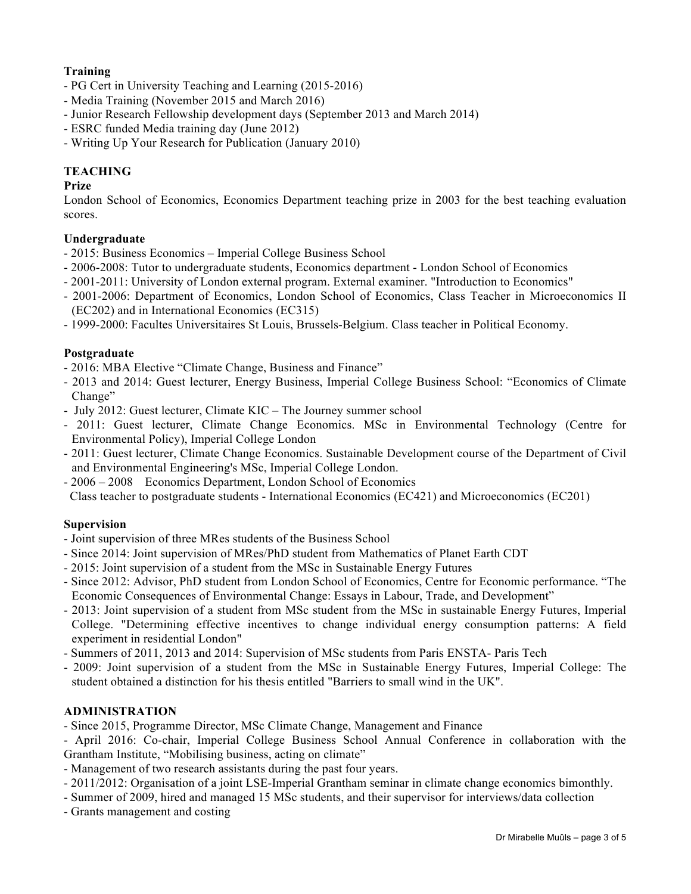**Training**

- PG Cert in University Teaching and Learning (2015-2016)
- Media Training (November 2015 and March 2016)
- Junior Research Fellowship development days (September 2013 and March 2014)
- ESRC funded Media training day (June 2012)
- Writing Up Your Research for Publication (January 2010)

## TEACHING

**Prize**

London School of Economics, Economics Department teaching prize in 2003 for the best teaching evaluation scores.

**Undergraduate**

- 2015: Business Economics – Imperial College Business School
- 2006-2008: Tutor to undergraduate students, Economics department - London School of Economics
- 2001-2011: University of London external program. External examiner. "Introduction to Economics"
- 2001-2006: Department of Economics, London School of Economics, Class Teacher in Microeconomics II (EC202) and in International Economics (EC315)
- 1999-2000: Facultes Universitaires St Louis, Brussels-Belgium. Class teacher in Political Economy.

**Postgraduate**

- 2016: MBA Elective "Climate Change, Business and Finance"
- 2013 and 2014: Guest lecturer, Energy Business, Imperial College Business School: "Economics of Climate Change"
- July 2012: Guest lecturer, Climate KIC – The Journey summer school
- 2011: Guest lecturer, Climate Change Economics. MSc in Environmental Technology (Centre for Environmental Policy), Imperial College London
- 2011: Guest lecturer, Climate Change Economics. Sustainable Development course of the Department of Civil and Environmental Engineering's MSc, Imperial College London.
- 2006 – 2008 Economics Department, London School of Economics
  Class teacher to postgraduate students - International Economics (EC421) and Microeconomics (EC201)

**Supervision**

- Joint supervision of three MRes students of the Business School
- Since 2014: Joint supervision of MRes/PhD student from Mathematics of Planet Earth CDT
- 2015: Joint supervision of a student from the MSc in Sustainable Energy Futures
- Since 2012: Advisor, PhD student from London School of Economics, Centre for Economic performance. "The Economic Consequences of Environmental Change: Essays in Labour, Trade, and Development"
- 2013: Joint supervision of a student from MSc student from the MSc in sustainable Energy Futures, Imperial College. "Determining effective incentives to change individual energy consumption patterns: A field experiment in residential London"
- Summers of 2011, 2013 and 2014: Supervision of MSc students from Paris ENSTA- Paris Tech
- 2009: Joint supervision of a student from the MSc in Sustainable Energy Futures, Imperial College: The student obtained a distinction for his thesis entitled "Barriers to small wind in the UK".

## ADMINISTRATION

- Since 2015, Programme Director, MSc Climate Change, Management and Finance
- April 2016: Co-chair, Imperial College Business School Annual Conference in collaboration with the Grantham Institute, "Mobilising business, acting on climate"
- Management of two research assistants during the past four years.
- 2011/2012: Organisation of a joint LSE-Imperial Grantham seminar in climate change economics bimonthly.
- Summer of 2009, hired and managed 15 MSc students, and their supervisor for interviews/data collection
- Grants management and costing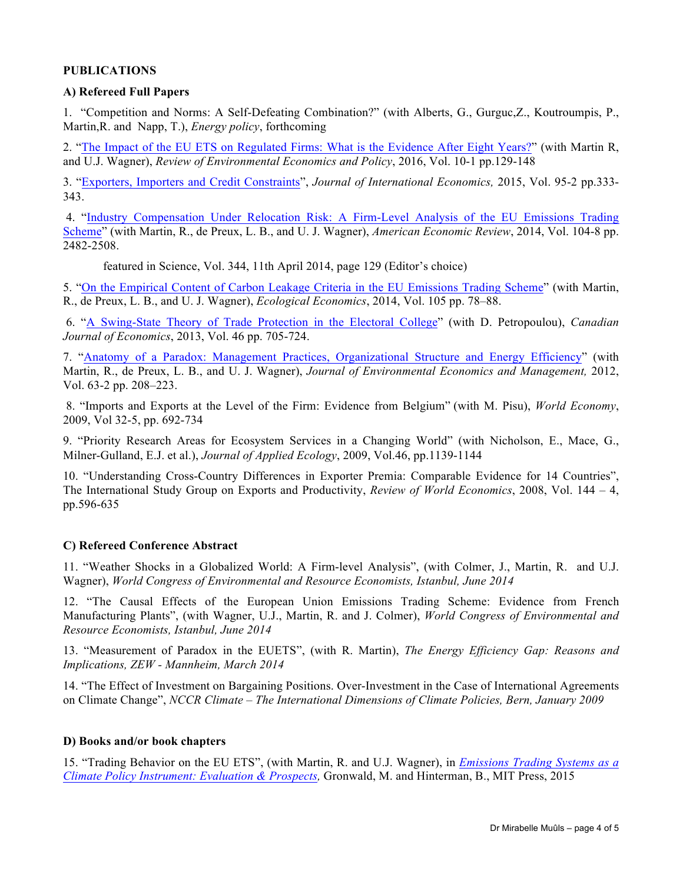**PUBLICATIONS**

**A) Refereed Full Papers**

1. "Competition and Norms: A Self-Defeating Combination?" (with Alberts, G., Gurguc,Z., Koutroumpis, P., Martin,R. and Napp, T.), *Energy policy*, forthcoming

2. "The Impact of the EU ETS on Regulated Firms: What is the Evidence After Eight Years?" (with Martin R, and U.J. Wagner), *Review of Environmental Economics and Policy*, 2016, Vol. 10-1 pp.129-148

3. "Exporters, Importers and Credit Constraints", *Journal of International Economics,* 2015, Vol. 95-2 pp.333-343.

4. "Industry Compensation Under Relocation Risk: A Firm-Level Analysis of the EU Emissions Trading Scheme" (with Martin, R., de Preux, L. B., and U. J. Wagner), *American Economic Review*, 2014, Vol. 104-8 pp. 2482-2508.

featured in Science, Vol. 344, 11th April 2014, page 129 (Editor's choice)

5. "On the Empirical Content of Carbon Leakage Criteria in the EU Emissions Trading Scheme" (with Martin, R., de Preux, L. B., and U. J. Wagner), *Ecological Economics*, 2014, Vol. 105 pp. 78–88.

6. "A Swing-State Theory of Trade Protection in the Electoral College" (with D. Petropoulou), *Canadian Journal of Economics*, 2013, Vol. 46 pp. 705-724.

7. "Anatomy of a Paradox: Management Practices, Organizational Structure and Energy Efficiency" (with Martin, R., de Preux, L. B., and U. J. Wagner), *Journal of Environmental Economics and Management,* 2012, Vol. 63-2 pp. 208–223.

8. "Imports and Exports at the Level of the Firm: Evidence from Belgium" (with M. Pisu), *World Economy*, 2009, Vol 32-5, pp. 692-734

9. "Priority Research Areas for Ecosystem Services in a Changing World" (with Nicholson, E., Mace, G., Milner-Gulland, E.J. et al.), *Journal of Applied Ecology*, 2009, Vol.46, pp.1139-1144

10. "Understanding Cross-Country Differences in Exporter Premia: Comparable Evidence for 14 Countries", The International Study Group on Exports and Productivity, *Review of World Economics*, 2008, Vol. 144 – 4, pp.596-635

**C) Refereed Conference Abstract**

11. "Weather Shocks in a Globalized World: A Firm-level Analysis", (with Colmer, J., Martin, R. and U.J. Wagner), *World Congress of Environmental and Resource Economists, Istanbul, June 2014*

12. "The Causal Effects of the European Union Emissions Trading Scheme: Evidence from French Manufacturing Plants", (with Wagner, U.J., Martin, R. and J. Colmer), *World Congress of Environmental and Resource Economists, Istanbul, June 2014*

13. "Measurement of Paradox in the EUETS", (with R. Martin), *The Energy Efficiency Gap: Reasons and Implications, ZEW - Mannheim, March 2014*

14. "The Effect of Investment on Bargaining Positions. Over-Investment in the Case of International Agreements on Climate Change", *NCCR Climate – The International Dimensions of Climate Policies, Bern, January 2009*

**D) Books and/or book chapters**

15. "Trading Behavior on the EU ETS", (with Martin, R. and U.J. Wagner), in *Emissions Trading Systems as a Climate Policy Instrument: Evaluation & Prospects,* Gronwald, M. and Hinterman, B., MIT Press, 2015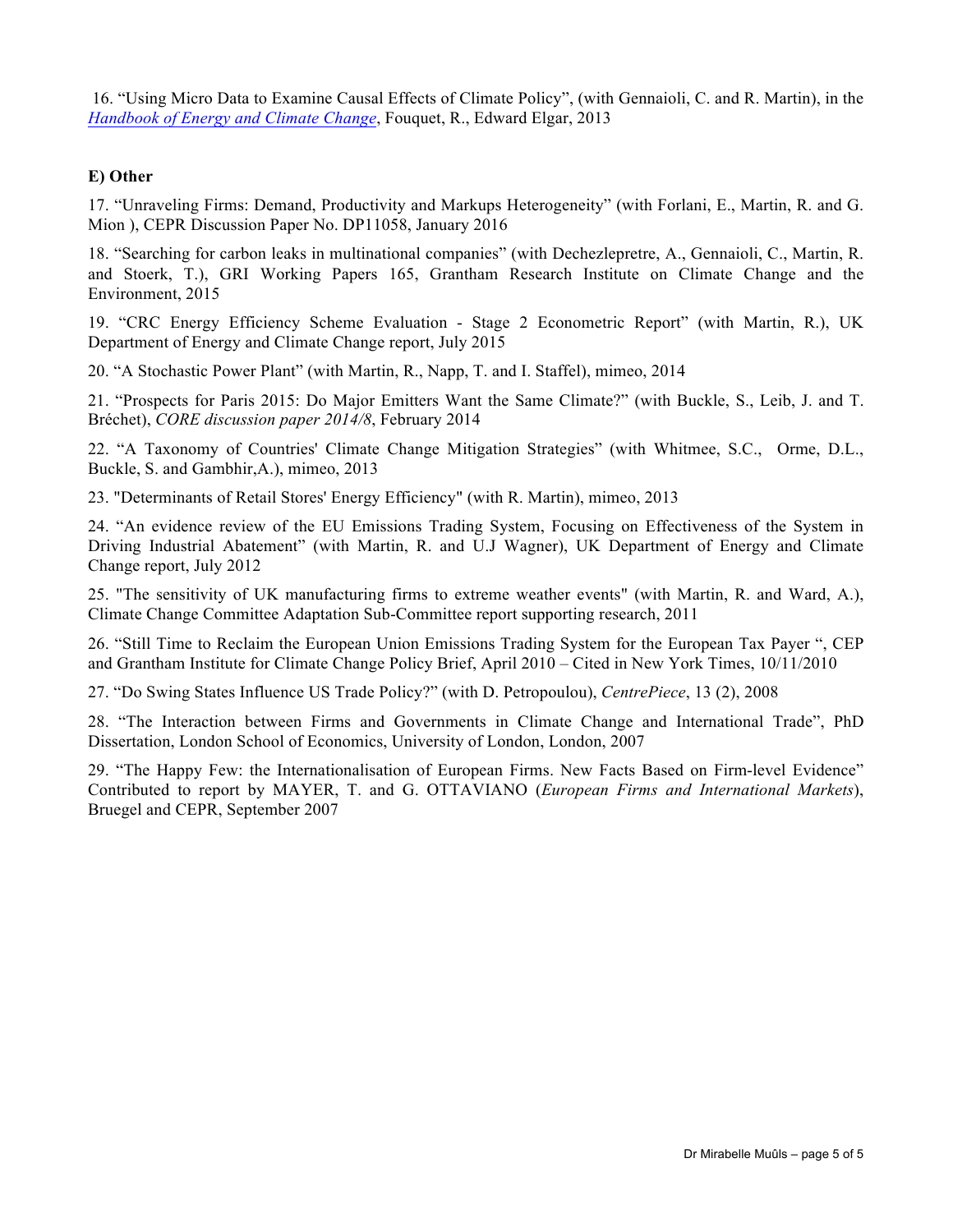16. “Using Micro Data to Examine Causal Effects of Climate Policy”, (with Gennaioli, C. and R. Martin), in the *Handbook of Energy and Climate Change*, Fouquet, R., Edward Elgar, 2013

**E) Other**

17. “Unraveling Firms: Demand, Productivity and Markups Heterogeneity” (with Forlani, E., Martin, R. and G. Mion ), CEPR Discussion Paper No. DP11058, January 2016

18. “Searching for carbon leaks in multinational companies” (with Dechezlepretre, A., Gennaioli, C., Martin, R. and Stoerk, T.), GRI Working Papers 165, Grantham Research Institute on Climate Change and the Environment, 2015

19. “CRC Energy Efficiency Scheme Evaluation - Stage 2 Econometric Report” (with Martin, R.), UK Department of Energy and Climate Change report, July 2015

20. “A Stochastic Power Plant” (with Martin, R., Napp, T. and I. Staffel), mimeo, 2014

21. “Prospects for Paris 2015: Do Major Emitters Want the Same Climate?” (with Buckle, S., Leib, J. and T. Bréchet), *CORE discussion paper 2014/8*, February 2014

22. “A Taxonomy of Countries' Climate Change Mitigation Strategies” (with Whitmee, S.C., Orme, D.L., Buckle, S. and Gambhir,A.), mimeo, 2013

23. "Determinants of Retail Stores' Energy Efficiency" (with R. Martin), mimeo, 2013

24. “An evidence review of the EU Emissions Trading System, Focusing on Effectiveness of the System in Driving Industrial Abatement” (with Martin, R. and U.J Wagner), UK Department of Energy and Climate Change report, July 2012

25. "The sensitivity of UK manufacturing firms to extreme weather events" (with Martin, R. and Ward, A.), Climate Change Committee Adaptation Sub-Committee report supporting research, 2011

26. “Still Time to Reclaim the European Union Emissions Trading System for the European Tax Payer ”, CEP and Grantham Institute for Climate Change Policy Brief, April 2010 – Cited in New York Times, 10/11/2010

27. “Do Swing States Influence US Trade Policy?” (with D. Petropoulou), *CentrePiece*, 13 (2), 2008

28. “The Interaction between Firms and Governments in Climate Change and International Trade”, PhD Dissertation, London School of Economics, University of London, London, 2007

29. “The Happy Few: the Internationalisation of European Firms. New Facts Based on Firm-level Evidence” Contributed to report by MAYER, T. and G. OTTAVIANO (*European Firms and International Markets*), Bruegel and CEPR, September 2007